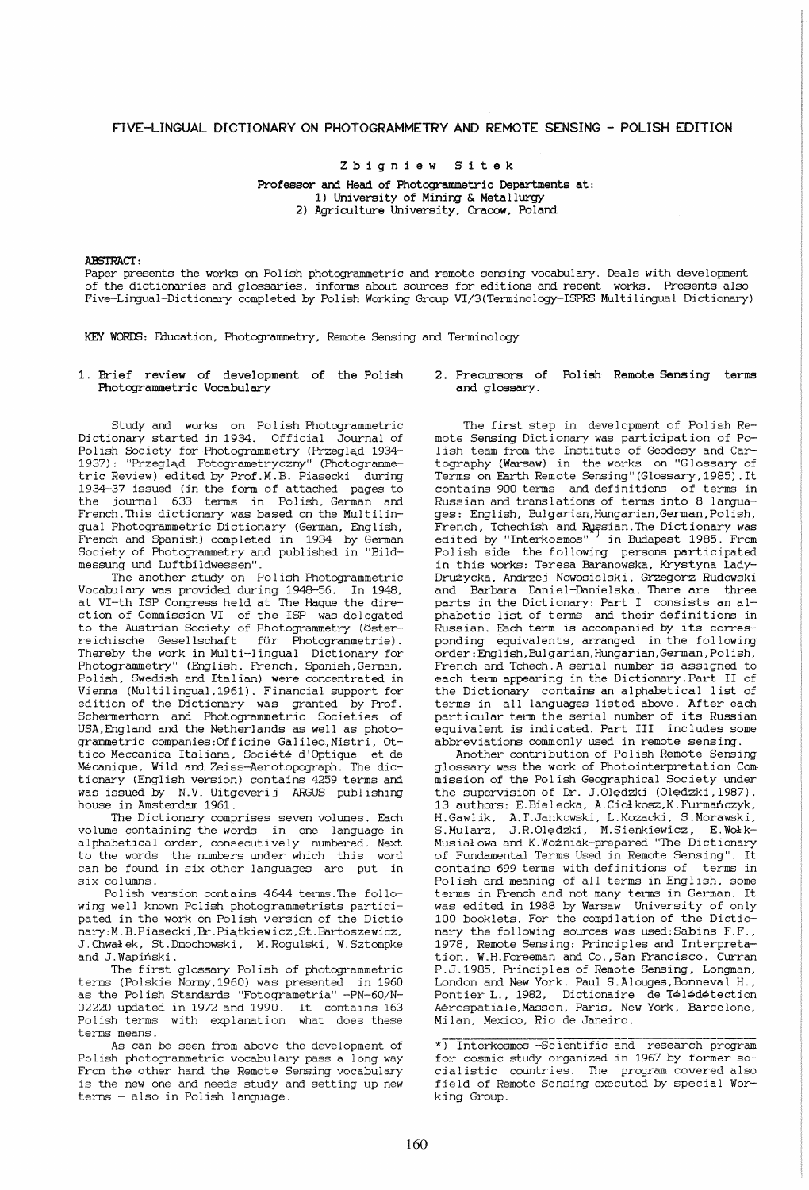# FIVE-LINGUAL DICTIONARY ON PHOTOGRAMMETRY AND REMOTE SENSING - POLISH EDITION

Zbigniew Sitek

**Professor and Head of Photogrammetric Departments at:**
**1) University of Mining & Metallurgy**
**2) Agriculture University, Cracow, Poland**

**ABSTRACT:**
Paper presents the works on Polish photogrammetric and remote sensing vocabulary. Deals with development of the dictionaries and glossaries, informs about sources for editions and recent works. Presents also Five-Lingual-Dictionary completed by Polish Working Group VI/3(Terminology-ISPRS Multilingual Dictionary)

**KEY WORDS:** Education, Photogrammetry, Remote Sensing and Terminology

## 1. Brief review of development of the Polish Photogrammetric Vocabulary

Study and works on Polish Photogrammetric Dictionary started in 1934. Official Journal of Polish Society for Photogrammetry (Przegląd 1934-1937): "Przegląd Fotogrametryczny" (Photogrammetric Review) edited by Prof.M.B. Piasecki during 1934-37 issued (in the form of attached pages to the journal 633 terms in Polish, German and French.This dictionary was based on the Multilingual Photogrammetric Dictionary (German, English, French and Spanish) completed in 1934 by German Society of Photogrammetry and published in "Bildmessung und Luftbildwessen".

The another study on Polish Photogrammetric Vocabulary was provided during 1948-56. In 1948, at VI-th ISP Congress held at The Hague the direction of Commission VI of the ISP was delegated to the Austrian Society of Photogrammetry (Österreichische Gesellschaft für Photogrammetrie). Thereby the work in Multi-lingual Dictionary for Photogrammetry" (English, French, Spanish,German, Polish, Swedish and Italian) were concentrated in Vienna (Multilingual,1961). Financial support for edition of the Dictionary was granted by Prof. Schermerhorn and Photogrammetric Societies of USA,England and the Netherlands as well as photogrammetric companies:Officine Galileo,Nistri, Ottico Meccanica Italiana, Société d'Optique et de Mécanique, Wild and Zeiss-Aerotopograph. The dictionary (English version) contains 4259 terms and was issued by N.V. Uitgeverij ARGUS publishing house in Amsterdam 1961.

The Dictionary comprises seven volumes. Each volume containing the words in one language in alphabetical order, consecutively numbered. Next to the words the numbers under which this word can be found in six other languages are put in six columns.

Polish version contains 4644 terms.The following well known Polish photogrammetrists participated in the work on Polish version of the Dictionary:M.B.Piasecki,Br.Piątkiewicz,St.Bartoszewicz, J.Chwałek, St.Dmochowski, M.Rogulski, W.Sztompke and J.Wapiński.

The first glossary Polish of photogrammetric terms (Polskie Normy,1960) was presented in 1960 as the Polish Standards "Fotogrametria" -PN-60/N-02220 updated in 1972 and 1990. It contains 163 Polish terms with explanation what does these terms means.

As can be seen from above the development of Polish photogrammetric vocabulary pass a long way From the other hand the Remote Sensing vocabulary is the new one and needs study and setting up new terms - also in Polish language.

## 2. Precursors of Polish Remote Sensing terms and glossary.

The first step in development of Polish Remote Sensing Dictionary was participation of Polish team from the Institute of Geodesy and Cartography (Warsaw) in the works on "Glossary of Terms on Earth Remote Sensing"(Glossary,1985).It contains 900 terms and definitions of terms in Russian and translations of terms into 8 languages: English, Bulgarian,Hungarian,German,Polish, French, Tchechish and Russian.The Dictionary was edited by "Interkosmos"*) in Budapest 1985. From Polish side the following persons participated in this works: Teresa Baranowska, Krystyna Lady-Drużycka, Andrzej Nowosielski, Grzegorz Rudowski and Barbara Daniel-Danielska. There are three parts in the Dictionary: Part I consists an alphabetic list of terms and their definitions in Russian. Each term is accompanied by its corresponding equivalents, arranged in the following order:English,Bulgarian,Hungarian,German,Polish, French and Tchech.A serial number is assigned to each term appearing in the Dictionary.Part II of the Dictionary contains an alphabetical list of terms in all languages listed above. After each particular term the serial number of its Russian equivalent is indicated. Part III includes some abbreviations commonly used in remote sensing.

Another contribution of Polish Remote Sensing glossary was the work of Photointerpretation Commission of the Polish Geographical Society under the supervision of Dr. J.Olędzki (Olędzki,1987). 13 authors: E.Bielecka, A.Ciołkosz,K.Furmańczyk, H.Gawlik, A.T.Jankowski, L.Kozacki, S.Morawski, S.Mularz, J.R.Olędzki, M.Sienkiewicz, E.Wołk-Musiałowa and K.Woźniak-prepared "The Dictionary of Fundamental Terms Used in Remote Sensing". It contains 699 terms with definitions of terms in Polish and meaning of all terms in English, some terms in French and not many terms in German. It was edited in 1988 by Warsaw University of only 100 booklets. For the compilation of the Dictionary the following sources was used:Sabins F.F., 1978, Remote Sensing: Principles and Interpretation. W.H.Foreeman and Co.,San Francisco. Curran P.J.1985, Principles of Remote Sensing, Longman, London and New York. Paul S.Alouges,Bonneval H., Pontier L., 1982, Dictionaire de Télédétection Aérospatiale,Masson, Paris, New York, Barcelone, Milan, Mexico, Rio de Janeiro.

---

*) Interkosmos -Scientific and research program for cosmic study organized in 1967 by former socialistic countries. The program covered also field of Remote Sensing executed by special Working Group.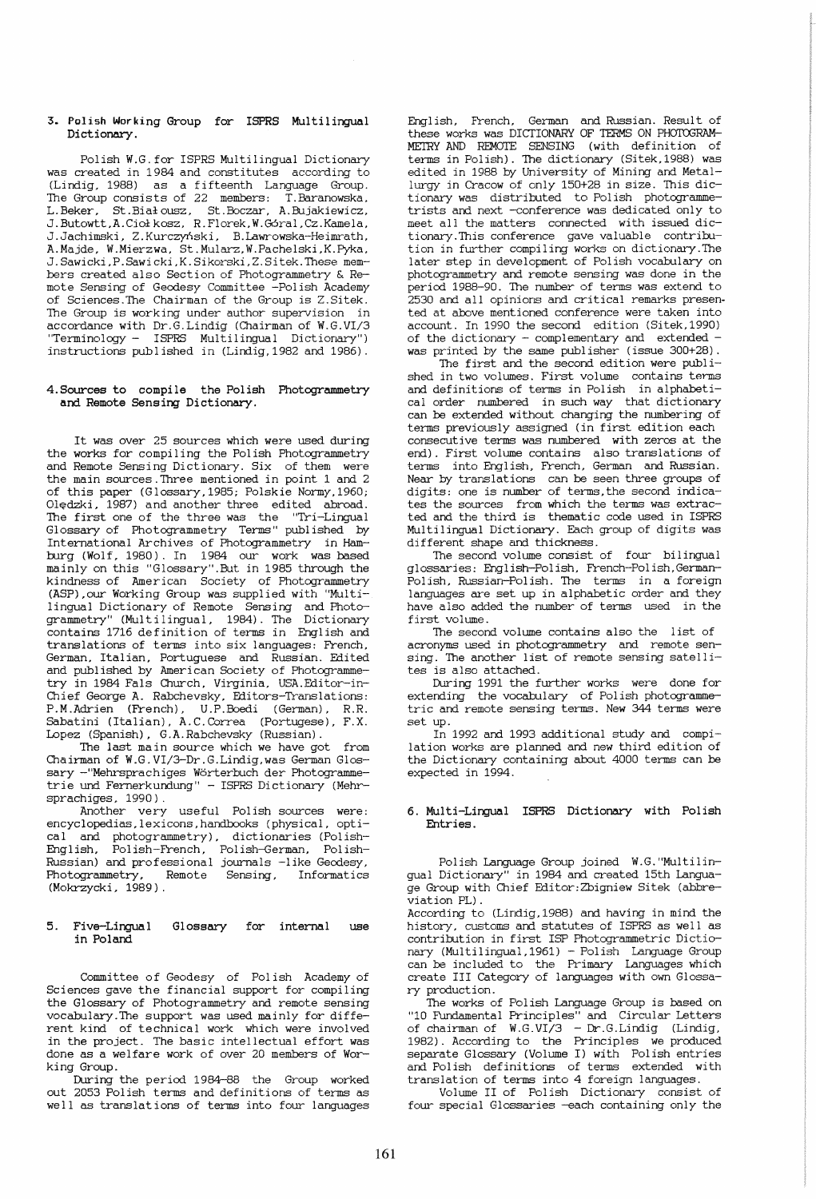## 3. Polish Working Group for ISPRS Multilingual Dictionary.

Polish W.G. for ISPRS Multilingual Dictionary was created in 1984 and constitutes according to (Lindig, 1988) as a fifteenth Language Group. The Group consists of 22 members: T.Baranowska, L.Beker, St.Białousz, St.Boczar, A.Bujakiewicz, J.Butowtt,A.Ciołkosz, R.Florek,W.Góral,Cz.Kamela, J.Jachimski, Z.Kurczyński, B.Lawrowska-Heimrath, A.Majde, W.Mierzwa, St.Mularz,W.Pachelski,K.Pyka, J.Sawicki,P.Sawicki,K.Sikorski,Z.Sitek.These members created also Section of Photogrammetry & Remote Sensing of Geodesy Committee -Polish Academy of Sciences.The Chairman of the Group is Z.Sitek. The Group is working under author supervision in accordance with Dr.G.Lindig (Chairman of W.G.VI/3 "Terminology - ISPRS Multilingual Dictionary") instructions published in (Lindig,1982 and 1986).

## 4. Sources to compile the Polish Photogrammetry and Remote Sensing Dictionary.

It was over 25 sources which were used during the works for compiling the Polish Photogrammetry and Remote Sensing Dictionary. Six of them were the main sources. Three mentioned in point 1 and 2 of this paper (Glossary,1985; Polskie Normy,1960; Olędzki, 1987) and another three edited abroad. The first one of the three was the "Tri-Lingual Glossary of Photogrammetry Terms" published by International Archives of Photogrammetry in Hamburg (Wolf, 1980). In 1984 our work was based mainly on this "Glossary".But in 1985 through the kindness of American Society of Photogrammetry (ASP),our Working Group was supplied with "Multilingual Dictionary of Remote Sensing and Photogrammetry" (Multilingual, 1984). The Dictionary contains 1716 definition of terms in English and translations of terms into six languages: French, German, Italian, Portuguese and Russian. Edited and published by American Society of Photogrammetry in 1984 Fals Church, Virginia, USA.Editor-in-Chief George A. Rabchevsky, Editors-Translations: P.M.Adrien (French), U.P.Boedi (German), R.R. Sabatini (Italian), A.C.Correa (Portugese), F.X. Lopez (Spanish), G.A.Rabchevsky (Russian).

The last main source which we have got from Chairman of W.G.VI/3-Dr.G.Lindig,was German Glossary -"Mehrsprachiges Wörterbuch der Photogrammetrie und Fernerkundung" - ISPRS Dictionary (Mehrsprachiges, 1990).

Another very useful Polish sources were: encyclopedias, lexicons, handbooks (physical, optical and photogrammetry), dictionaries (Polish-English, Polish-French, Polish-German, Polish-Russian) and professional journals -like Geodesy, Photogrammetry, Remote Sensing, Informatics (Mokrzycki, 1989).

## 5. Five-Lingual Glossary for internal use in Poland

Committee of Geodesy of Polish Academy of Sciences gave the financial support for compiling the Glossary of Photogrammetry and remote sensing vocabulary.The support was used mainly for different kind of technical work which were involved in the project. The basic intellectual effort was done as a welfare work of over 20 members of Working Group.

During the period 1984-88 the Group worked out 2053 Polish terms and definitions of terms as well as translations of terms into four languages English, French, German and Russian. Result of these works was DICTIONARY OF TERMS ON PHOTOGRAMMETRY AND REMOTE SENSING (with definition of terms in Polish). The dictionary (Sitek,1988) was edited in 1988 by University of Mining and Metallurgy in Cracow of only 150+28 in size. This dictionary was distributed to Polish photogrammetrists and next -conference was dedicated only to meet all the matters connected with issued dictionary.This conference gave valuable contribution in further compiling works on dictionary.The later step in development of Polish vocabulary on photogrammetry and remote sensing was done in the period 1988-90. The number of terms was extend to 2530 and all opinions and critical remarks presented at above mentioned conference were taken into account. In 1990 the second edition (Sitek,1990) of the dictionary - complementary and extended - was printed by the same publisher (issue 300+28).

The first and the second edition were published in two volumes. First volume contains terms and definitions of terms in Polish in alphabetical order numbered in such way that dictionary can be extended without changing the numbering of terms previously assigned (in first edition each consecutive terms was numbered with zeros at the end). First volume contains also translations of terms into English, French, German and Russian. Near by translations can be seen three groups of digits: one is number of terms,the second indicates the sources from which the terms was extracted and the third is thematic code used in ISPRS Multilingual Dictionary. Each group of digits was different shape and thickness.

The second volume consist of four bilingual glossaries: English-Polish, French-Polish,German-Polish, Russian-Polish. The terms in a foreign languages are set up in alphabetic order and they have also added the number of terms used in the first volume.

The second volume contains also the list of acronyms used in photogrammetry and remote sensing. The another list of remote sensing satellites is also attached.

During 1991 the further works were done for extending the vocabulary of Polish photogrammetric and remote sensing terms. New 344 terms were set up.

In 1992 and 1993 additional study and compilation works are planned and new third edition of the Dictionary containing about 4000 terms can be expected in 1994.

## 6. Multi-Lingual ISPRS Dictionary with Polish Entries.

Polish Language Group joined W.G."Multilingual Dictionary" in 1984 and created 15th Language Group with Chief Editor:Zbigniew Sitek (abbreviation PL).

According to (Lindig,1988) and having in mind the history, customs and statutes of ISPRS as well as contribution in first ISP Photogrammetric Dictionary (Multilingual,1961) - Polish Language Group can be included to the Primary Languages which create III Category of languages with own Glossary production.

The works of Polish Language Group is based on "10 Fundamental Principles" and Circular Letters of chairman of W.G.VI/3 - Dr.G.Lindig (Lindig, 1982). According to the Principles we produced separate Glossary (Volume I) with Polish entries and Polish definitions of terms extended with translation of terms into 4 foreign languages.

Volume II of Polish Dictionary consist of four special Glossaries -each containing only the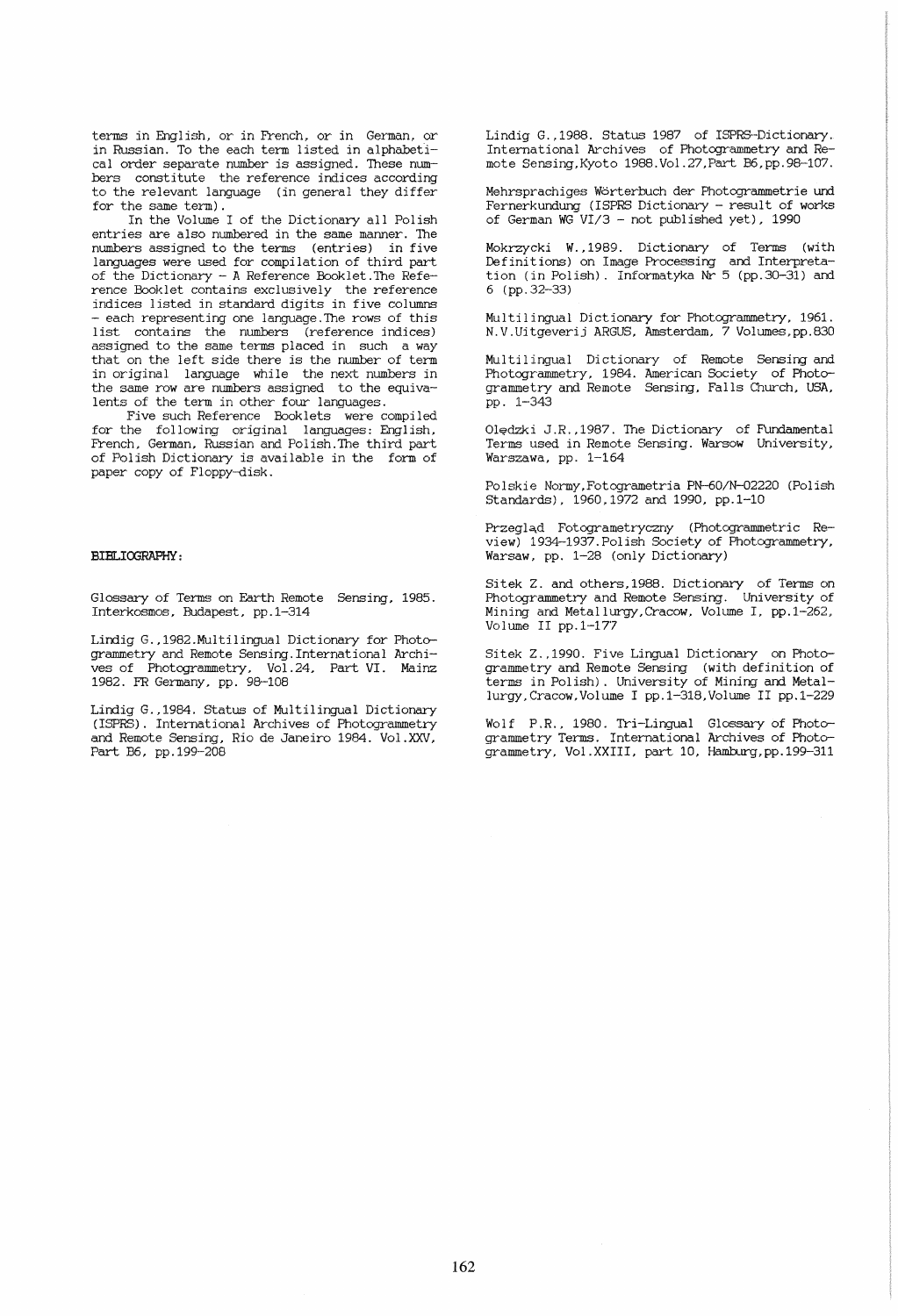terms in English, or in French, or in German, or in Russian. To the each term listed in alphabetical order separate number is assigned. These numbers constitute the reference indices according to the relevant language (in general they differ for the same term).

In the Volume I of the Dictionary all Polish entries are also numbered in the same manner. The numbers assigned to the terms (entries) in five languages were used for compilation of third part of the Dictionary - A Reference Booklet.The Reference Booklet contains exclusively the reference indices listed in standard digits in five columns - each representing one language.The rows of this list contains the numbers (reference indices) assigned to the same terms placed in such a way that on the left side there is the number of term in original language while the next numbers in the same row are numbers assigned to the equivalents of the term in other four languages.

Five such Reference Booklets were compiled for the following original languages: English, French, German, Russian and Polish.The third part of Polish Dictionary is available in the form of paper copy of Floppy-disk.

**BIBLIOGRAPHY:**

Glossary of Terms on Earth Remote Sensing, 1985. Interkosmos, Budapest, pp.1-314

Lindig G.,1982.Multilingual Dictionary for Photogrammetry and Remote Sensing.International Archives of Photogrammetry, Vol.24, Part VI. Mainz 1982. FR Germany, pp. 98-108

Lindig G.,1984. Status of Multilingual Dictionary (ISPRS). International Archives of Photogrammetry and Remote Sensing, Rio de Janeiro 1984. Vol.XXV, Part B6, pp.199-208

Lindig G.,1988. Status 1987 of ISPRS-Dictionary. International Archives of Photogrammetry and Remote Sensing,Kyoto 1988.Vol.27,Part B6,pp.98-107.

Mehrsprachiges Wörterbuch der Photogrammetrie und Fernerkundung (ISPRS Dictionary - result of works of German WG VI/3 - not published yet), 1990

Mokrzycki W.,1989. Dictionary of Terms (with Definitions) on Image Processing and Interpretation (in Polish). Informatyka Nr 5 (pp.30-31) and 6 (pp.32-33)

Multilingual Dictionary for Photogrammetry, 1961. N.V.Uitgeverij ARGUS, Amsterdam, 7 Volumes,pp.830

Multilingual Dictionary of Remote Sensing and Photogrammetry, 1984. American Society of Photogrammetry and Remote Sensing, Falls Church, USA, pp. 1-343

Olędzki J.R.,1987. The Dictionary of Fundamental Terms used in Remote Sensing. Warsow University, Warszawa, pp. 1-164

Polskie Normy,Fotogrametria PN-60/N-02220 (Polish Standards), 1960,1972 and 1990, pp.1-10

Przegląd Fotogrametryczny (Photogrammetric Review) 1934-1937.Polish Society of Photogrammetry, Warsaw, pp. 1-28 (only Dictionary)

Sitek Z. and others,1988. Dictionary of Terms on Photogrammetry and Remote Sensing. University of Mining and Metallurgy,Cracow, Volume I, pp.1-262, Volume II pp.1-177

Sitek Z.,1990. Five Lingual Dictionary on Photogrammetry and Remote Sensing (with definition of terms in Polish). University of Mining and Metallurgy,Cracow,Volume I pp.1-318,Volume II pp.1-229

Wolf P.R., 1980. Tri-Lingual Glossary of Photogrammetry Terms. International Archives of Photogrammetry, Vol.XXIII, part 10, Hamburg,pp.199-311